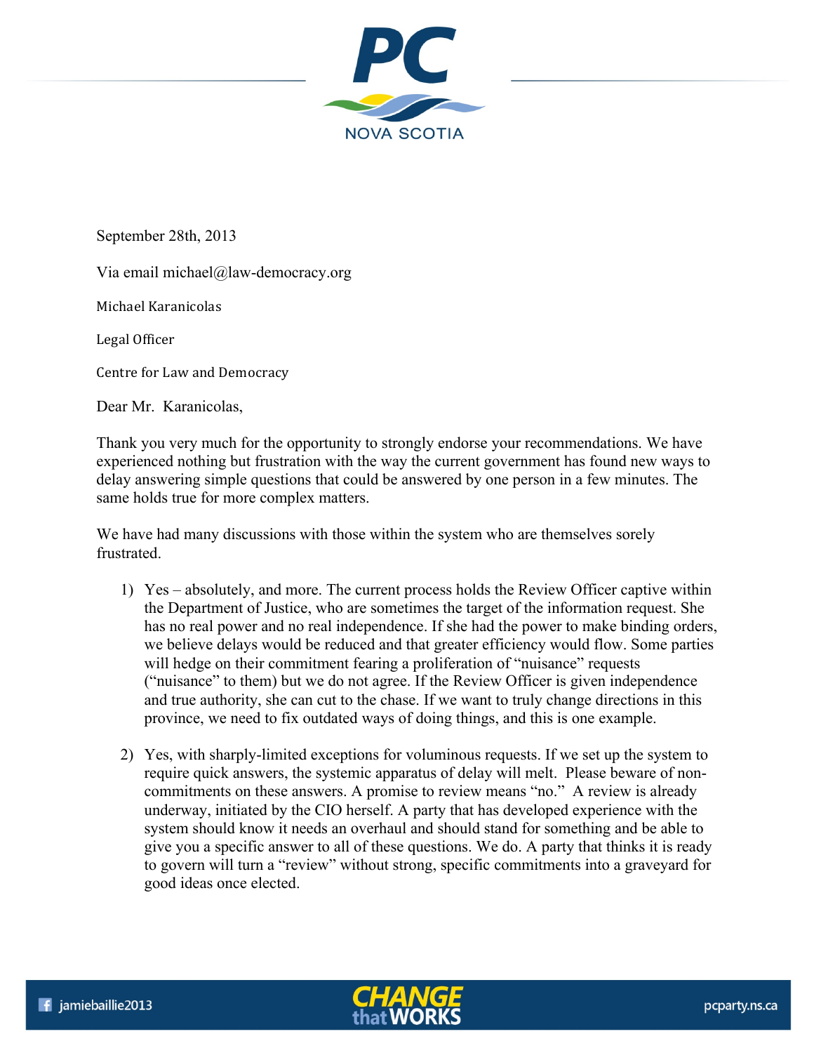PC NOVA SCOTIA

September 28th, 2013

Via email michael@law-democracy.org

Michael Karanicolas

Legal Officer

Centre for Law and Democracy

Dear Mr. Karanicolas,

Thank you very much for the opportunity to strongly endorse your recommendations. We have experienced nothing but frustration with the way the current government has found new ways to delay answering simple questions that could be answered by one person in a few minutes. The same holds true for more complex matters.

We have had many discussions with those within the system who are themselves sorely frustrated.

1) Yes – absolutely, and more. The current process holds the Review Officer captive within the Department of Justice, who are sometimes the target of the information request. She has no real power and no real independence. If she had the power to make binding orders, we believe delays would be reduced and that greater efficiency would flow. Some parties will hedge on their commitment fearing a proliferation of "nuisance" requests ("nuisance" to them) but we do not agree. If the Review Officer is given independence and true authority, she can cut to the chase. If we want to truly change directions in this province, we need to fix outdated ways of doing things, and this is one example.

2) Yes, with sharply-limited exceptions for voluminous requests. If we set up the system to require quick answers, the systemic apparatus of delay will melt. Please beware of non-commitments on these answers. A promise to review means "no." A review is already underway, initiated by the CIO herself. A party that has developed experience with the system should know it needs an overhaul and should stand for something and be able to give you a specific answer to all of these questions. We do. A party that thinks it is ready to govern will turn a "review" without strong, specific commitments into a graveyard for good ideas once elected.

jamiebaillie2013 — CHANGE that WORKS — pcparty.ns.ca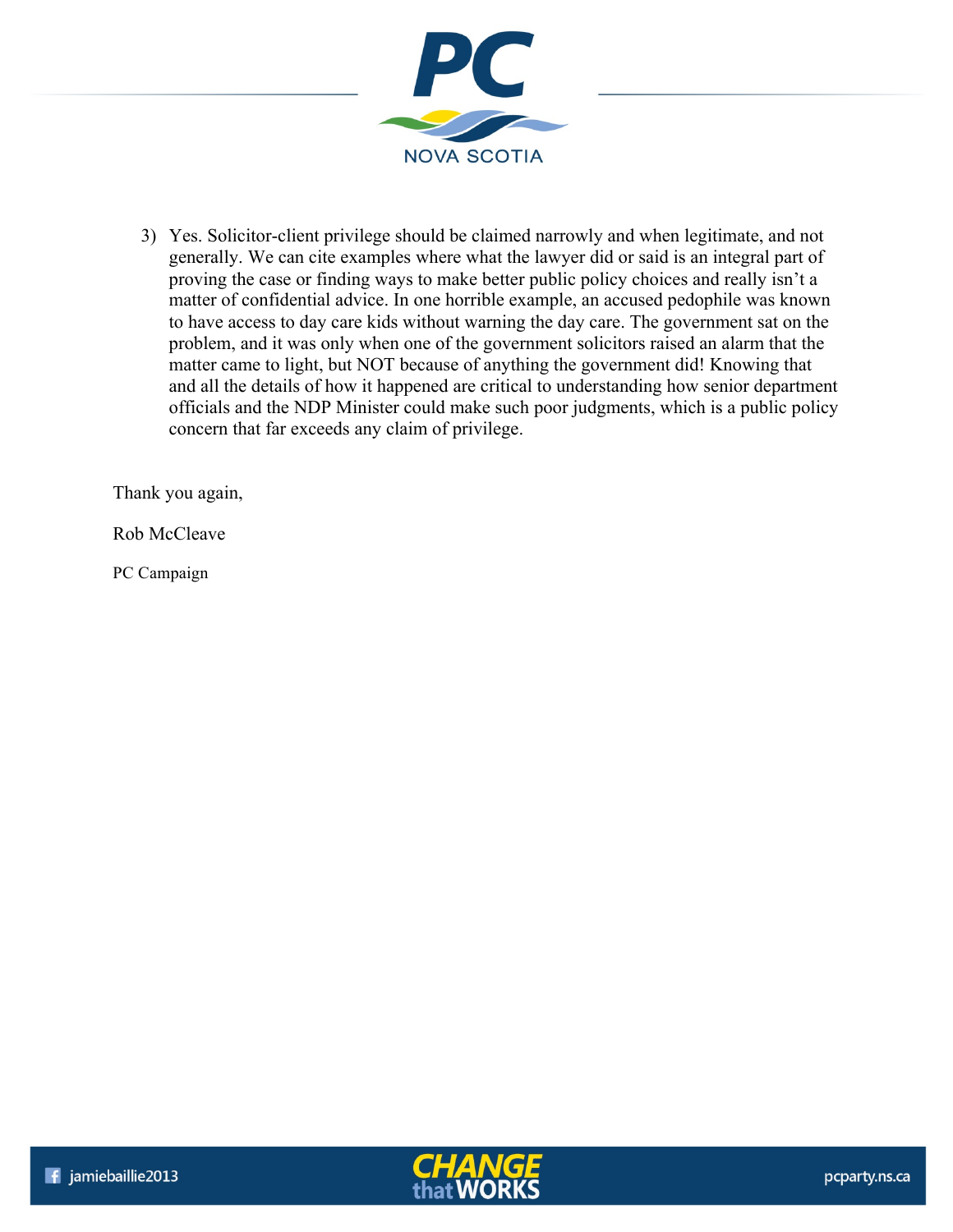3) Yes. Solicitor-client privilege should be claimed narrowly and when legitimate, and not generally. We can cite examples where what the lawyer did or said is an integral part of proving the case or finding ways to make better public policy choices and really isn't a matter of confidential advice. In one horrible example, an accused pedophile was known to have access to day care kids without warning the day care. The government sat on the problem, and it was only when one of the government solicitors raised an alarm that the matter came to light, but NOT because of anything the government did! Knowing that and all the details of how it happened are critical to understanding how senior department officials and the NDP Minister could make such poor judgments, which is a public policy concern that far exceeds any claim of privilege.

Thank you again,

Rob McCleave

PC Campaign